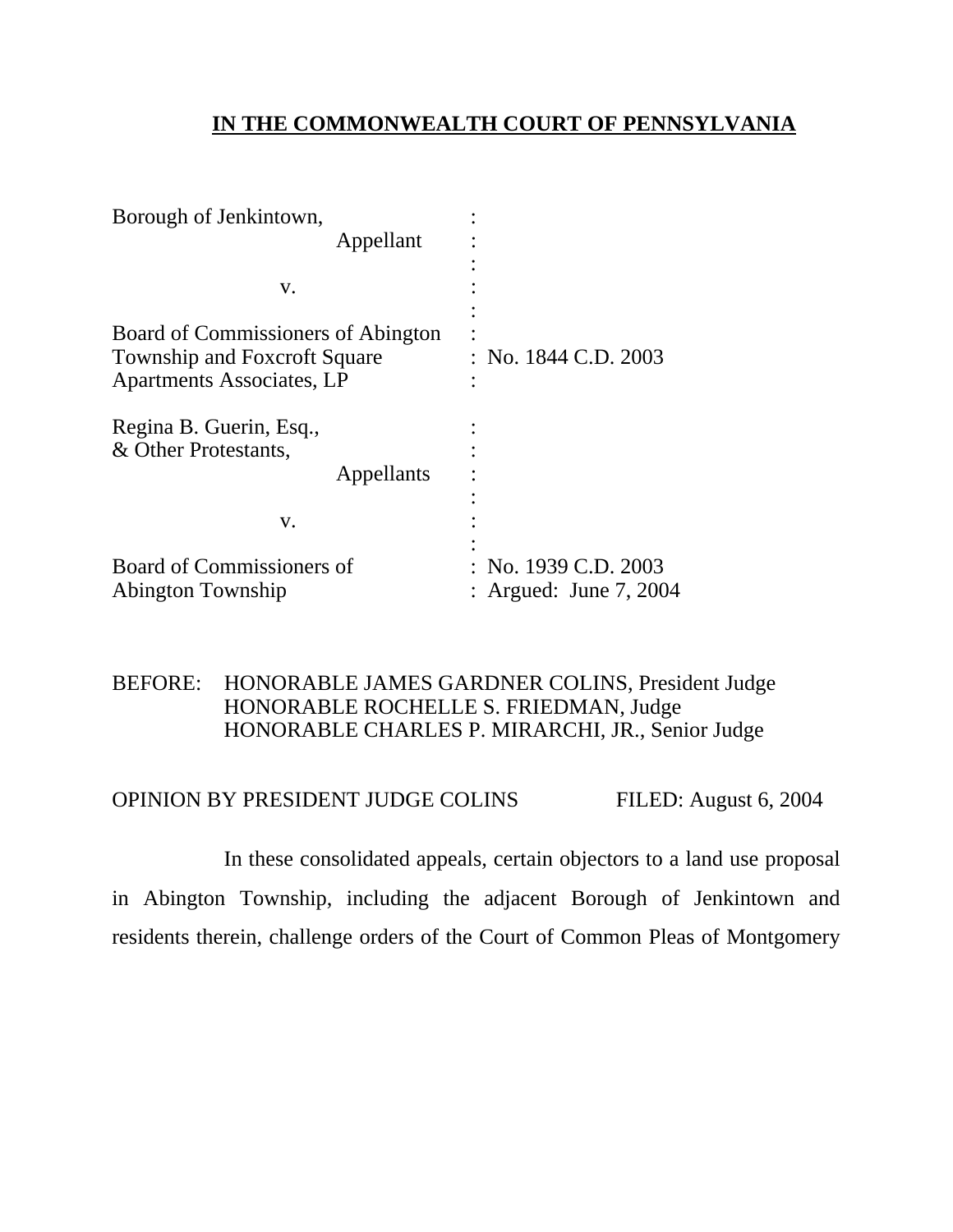**IN THE COMMONWEALTH COURT OF PENNSYLVANIA**

| | | |
|---|---|---|
| Borough of Jenkintown, Appellant | : | |
| v. | : | |
| Board of Commissioners of Abington Township and Foxcroft Square Apartments Associates, LP | : | No. 1844 C.D. 2003 |
| Regina B. Guerin, Esq., & Other Protestants, Appellants | : | |
| v. | : | |
| Board of Commissioners of Abington Township | : | No. 1939 C.D. 2003 |
| | : | Argued: June 7, 2004 |

BEFORE: HONORABLE JAMES GARDNER COLINS, President Judge
HONORABLE ROCHELLE S. FRIEDMAN, Judge
HONORABLE CHARLES P. MIRARCHI, JR., Senior Judge

OPINION BY PRESIDENT JUDGE COLINS FILED: August 6, 2004

In these consolidated appeals, certain objectors to a land use proposal in Abington Township, including the adjacent Borough of Jenkintown and residents therein, challenge orders of the Court of Common Pleas of Montgomery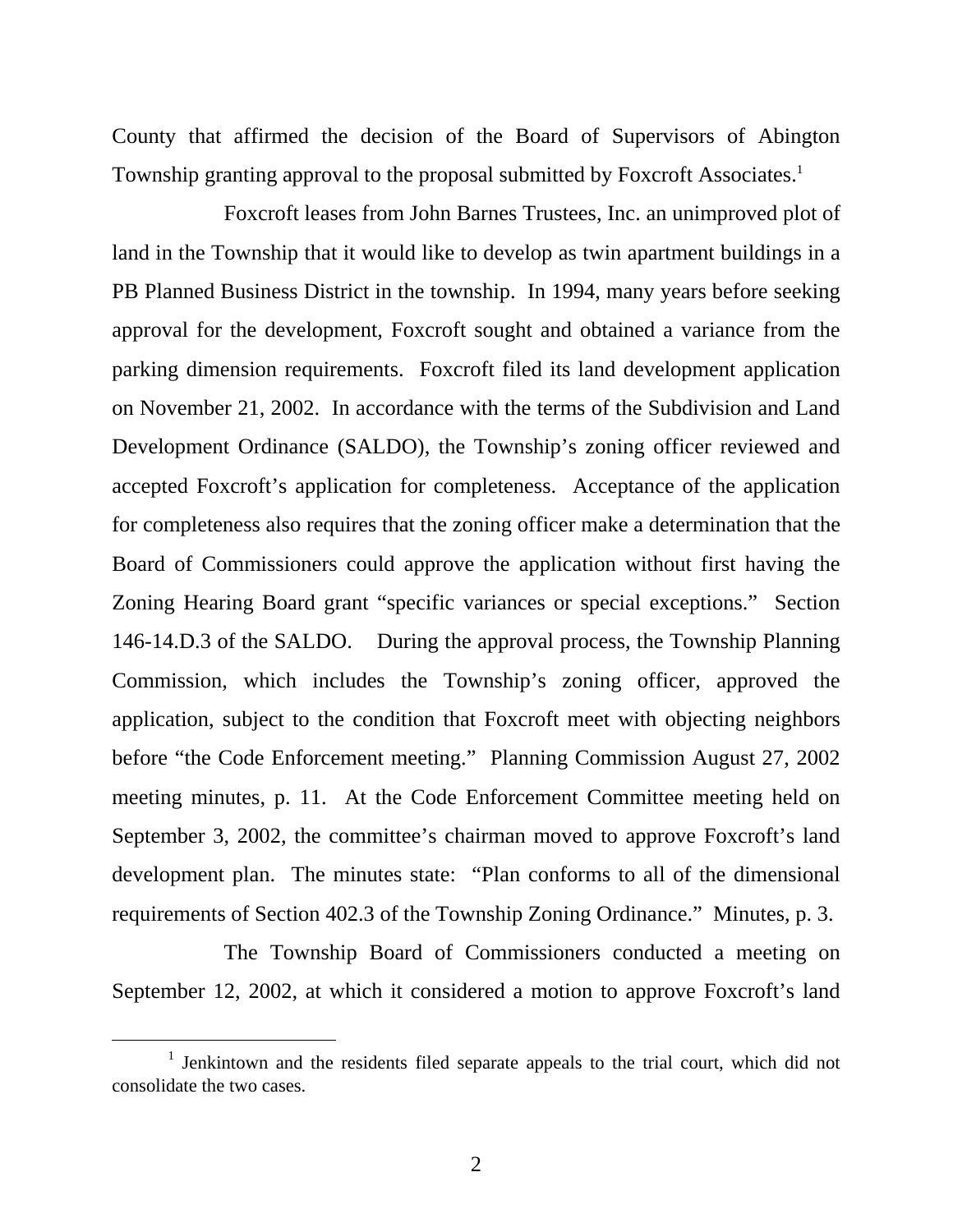County that affirmed the decision of the Board of Supervisors of Abington Township granting approval to the proposal submitted by Foxcroft Associates.[1]

Foxcroft leases from John Barnes Trustees, Inc. an unimproved plot of land in the Township that it would like to develop as twin apartment buildings in a PB Planned Business District in the township. In 1994, many years before seeking approval for the development, Foxcroft sought and obtained a variance from the parking dimension requirements. Foxcroft filed its land development application on November 21, 2002. In accordance with the terms of the Subdivision and Land Development Ordinance (SALDO), the Township's zoning officer reviewed and accepted Foxcroft's application for completeness. Acceptance of the application for completeness also requires that the zoning officer make a determination that the Board of Commissioners could approve the application without first having the Zoning Hearing Board grant "specific variances or special exceptions." Section 146-14.D.3 of the SALDO. During the approval process, the Township Planning Commission, which includes the Township's zoning officer, approved the application, subject to the condition that Foxcroft meet with objecting neighbors before "the Code Enforcement meeting." Planning Commission August 27, 2002 meeting minutes, p. 11. At the Code Enforcement Committee meeting held on September 3, 2002, the committee's chairman moved to approve Foxcroft's land development plan. The minutes state: "Plan conforms to all of the dimensional requirements of Section 402.3 of the Township Zoning Ordinance." Minutes, p. 3.

The Township Board of Commissioners conducted a meeting on September 12, 2002, at which it considered a motion to approve Foxcroft's land

[1] Jenkintown and the residents filed separate appeals to the trial court, which did not consolidate the two cases.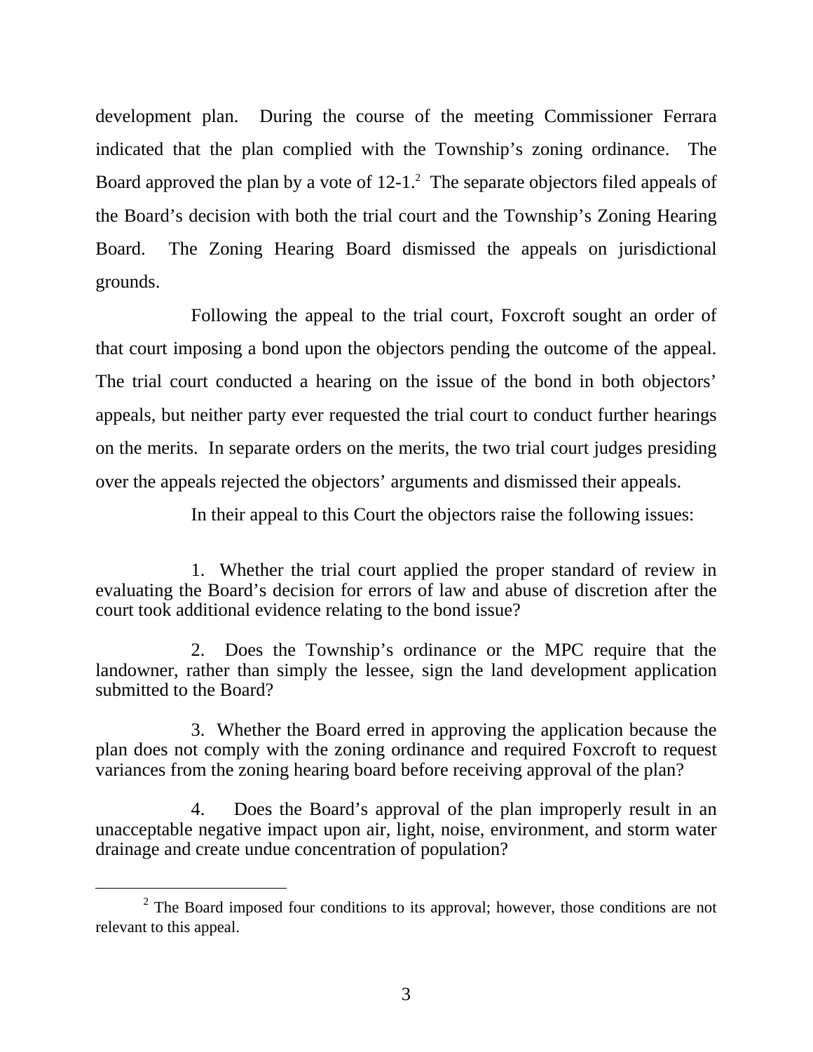development plan. During the course of the meeting Commissioner Ferrara indicated that the plan complied with the Township's zoning ordinance. The Board approved the plan by a vote of 12-1.[2] The separate objectors filed appeals of the Board's decision with both the trial court and the Township's Zoning Hearing Board. The Zoning Hearing Board dismissed the appeals on jurisdictional grounds.

Following the appeal to the trial court, Foxcroft sought an order of that court imposing a bond upon the objectors pending the outcome of the appeal. The trial court conducted a hearing on the issue of the bond in both objectors' appeals, but neither party ever requested the trial court to conduct further hearings on the merits. In separate orders on the merits, the two trial court judges presiding over the appeals rejected the objectors' arguments and dismissed their appeals.

In their appeal to this Court the objectors raise the following issues:

> 1. Whether the trial court applied the proper standard of review in evaluating the Board's decision for errors of law and abuse of discretion after the court took additional evidence relating to the bond issue?
>
> 2. Does the Township's ordinance or the MPC require that the landowner, rather than simply the lessee, sign the land development application submitted to the Board?
>
> 3. Whether the Board erred in approving the application because the plan does not comply with the zoning ordinance and required Foxcroft to request variances from the zoning hearing board before receiving approval of the plan?
>
> 4. Does the Board's approval of the plan improperly result in an unacceptable negative impact upon air, light, noise, environment, and storm water drainage and create undue concentration of population?

---

[2] The Board imposed four conditions to its approval; however, those conditions are not relevant to this appeal.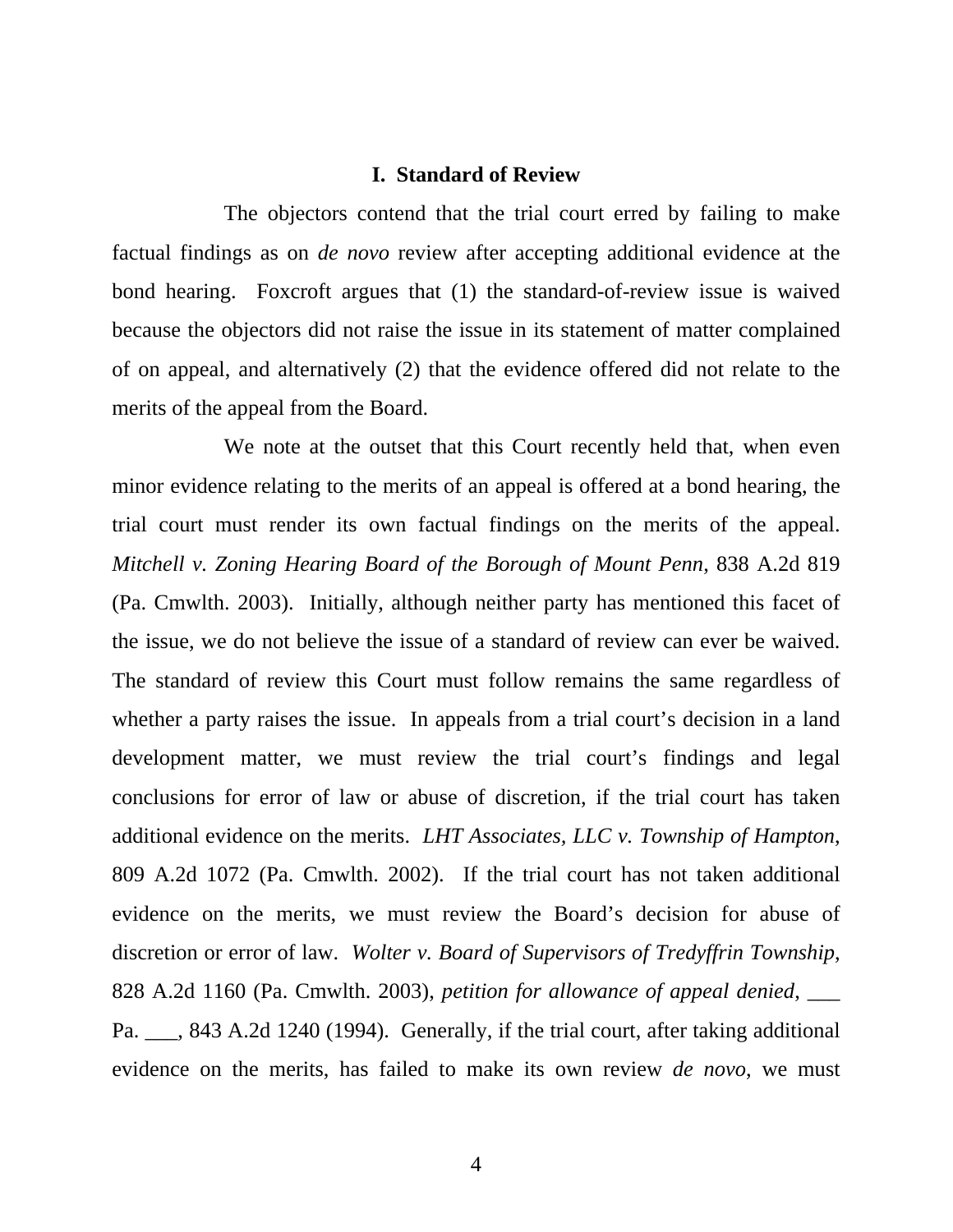## I. Standard of Review

The objectors contend that the trial court erred by failing to make factual findings as on *de novo* review after accepting additional evidence at the bond hearing. Foxcroft argues that (1) the standard-of-review issue is waived because the objectors did not raise the issue in its statement of matter complained of on appeal, and alternatively (2) that the evidence offered did not relate to the merits of the appeal from the Board.

We note at the outset that this Court recently held that, when even minor evidence relating to the merits of an appeal is offered at a bond hearing, the trial court must render its own factual findings on the merits of the appeal. *Mitchell v. Zoning Hearing Board of the Borough of Mount Penn*, 838 A.2d 819 (Pa. Cmwlth. 2003). Initially, although neither party has mentioned this facet of the issue, we do not believe the issue of a standard of review can ever be waived. The standard of review this Court must follow remains the same regardless of whether a party raises the issue. In appeals from a trial court's decision in a land development matter, we must review the trial court's findings and legal conclusions for error of law or abuse of discretion, if the trial court has taken additional evidence on the merits. *LHT Associates, LLC v. Township of Hampton*, 809 A.2d 1072 (Pa. Cmwlth. 2002). If the trial court has not taken additional evidence on the merits, we must review the Board's decision for abuse of discretion or error of law. *Wolter v. Board of Supervisors of Tredyffrin Township*, 828 A.2d 1160 (Pa. Cmwlth. 2003), *petition for allowance of appeal denied*, ___ Pa. ___, 843 A.2d 1240 (1994). Generally, if the trial court, after taking additional evidence on the merits, has failed to make its own review *de novo*, we must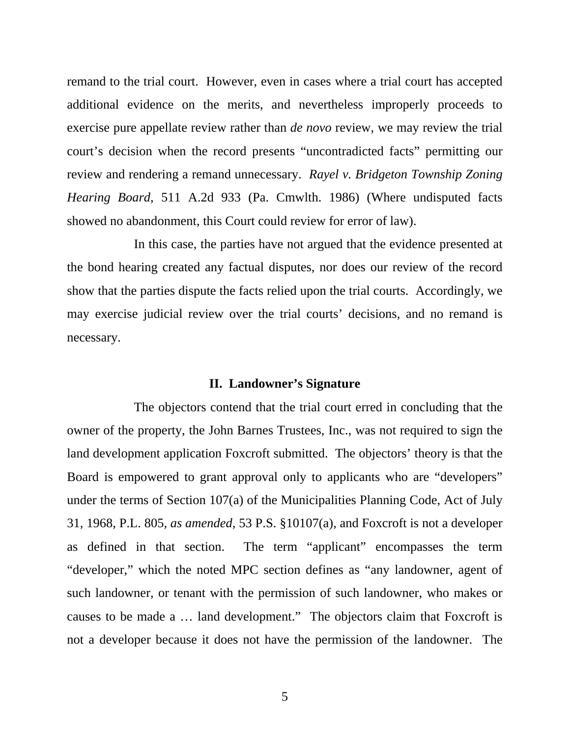remand to the trial court. However, even in cases where a trial court has accepted additional evidence on the merits, and nevertheless improperly proceeds to exercise pure appellate review rather than *de novo* review, we may review the trial court's decision when the record presents "uncontradicted facts" permitting our review and rendering a remand unnecessary. *Rayel v. Bridgeton Township Zoning Hearing Board*, 511 A.2d 933 (Pa. Cmwlth. 1986) (Where undisputed facts showed no abandonment, this Court could review for error of law).

In this case, the parties have not argued that the evidence presented at the bond hearing created any factual disputes, nor does our review of the record show that the parties dispute the facts relied upon the trial courts. Accordingly, we may exercise judicial review over the trial courts' decisions, and no remand is necessary.

## II. Landowner's Signature

The objectors contend that the trial court erred in concluding that the owner of the property, the John Barnes Trustees, Inc., was not required to sign the land development application Foxcroft submitted. The objectors' theory is that the Board is empowered to grant approval only to applicants who are "developers" under the terms of Section 107(a) of the Municipalities Planning Code, Act of July 31, 1968, P.L. 805, *as amended*, 53 P.S. §10107(a), and Foxcroft is not a developer as defined in that section. The term "applicant" encompasses the term "developer," which the noted MPC section defines as "any landowner, agent of such landowner, or tenant with the permission of such landowner, who makes or causes to be made a … land development." The objectors claim that Foxcroft is not a developer because it does not have the permission of the landowner. The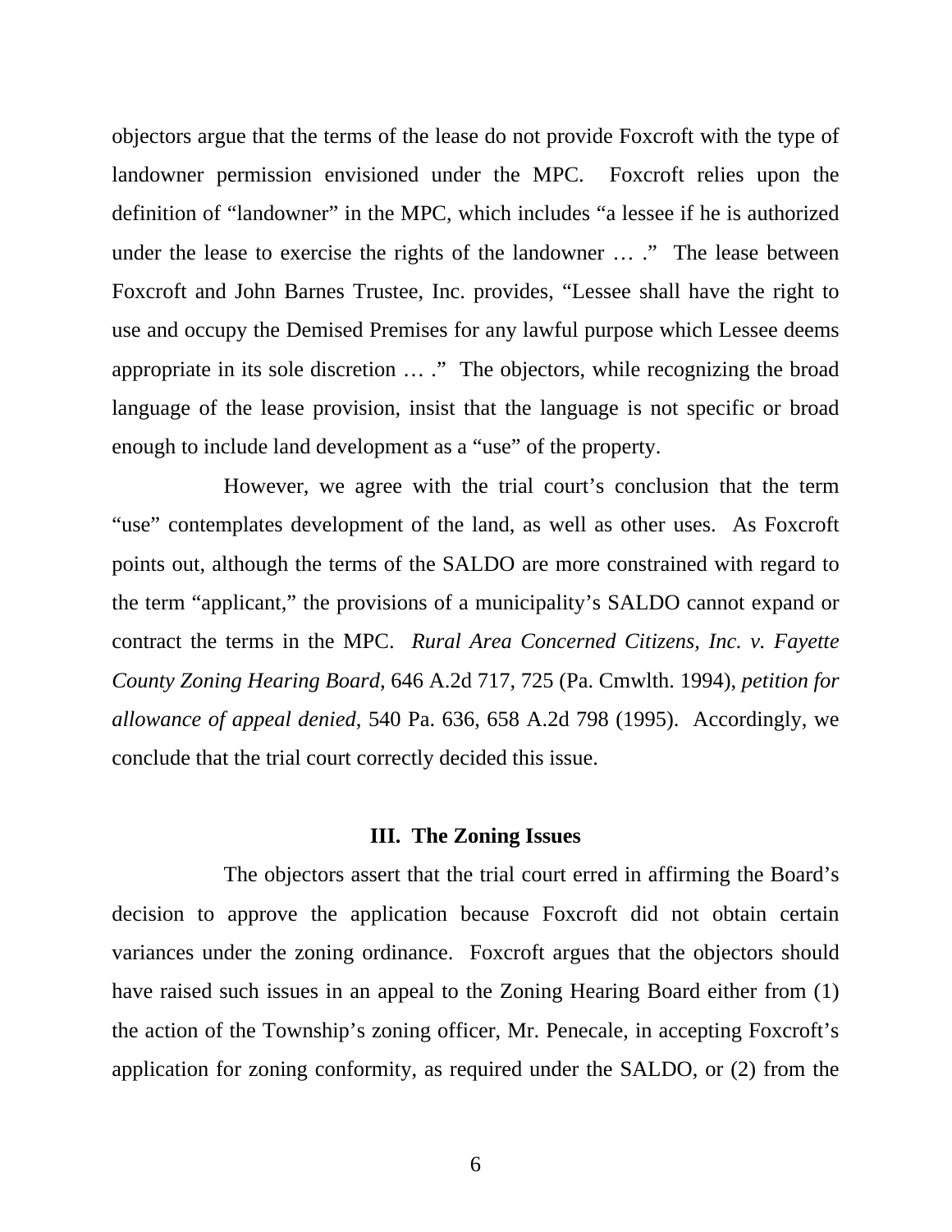objectors argue that the terms of the lease do not provide Foxcroft with the type of landowner permission envisioned under the MPC. Foxcroft relies upon the definition of "landowner" in the MPC, which includes "a lessee if he is authorized under the lease to exercise the rights of the landowner … ." The lease between Foxcroft and John Barnes Trustee, Inc. provides, "Lessee shall have the right to use and occupy the Demised Premises for any lawful purpose which Lessee deems appropriate in its sole discretion … ." The objectors, while recognizing the broad language of the lease provision, insist that the language is not specific or broad enough to include land development as a "use" of the property.

However, we agree with the trial court's conclusion that the term "use" contemplates development of the land, as well as other uses. As Foxcroft points out, although the terms of the SALDO are more constrained with regard to the term "applicant," the provisions of a municipality's SALDO cannot expand or contract the terms in the MPC. *Rural Area Concerned Citizens, Inc. v. Fayette County Zoning Hearing Board*, 646 A.2d 717, 725 (Pa. Cmwlth. 1994), *petition for allowance of appeal denied*, 540 Pa. 636, 658 A.2d 798 (1995). Accordingly, we conclude that the trial court correctly decided this issue.

## III. The Zoning Issues

The objectors assert that the trial court erred in affirming the Board's decision to approve the application because Foxcroft did not obtain certain variances under the zoning ordinance. Foxcroft argues that the objectors should have raised such issues in an appeal to the Zoning Hearing Board either from (1) the action of the Township's zoning officer, Mr. Penecale, in accepting Foxcroft's application for zoning conformity, as required under the SALDO, or (2) from the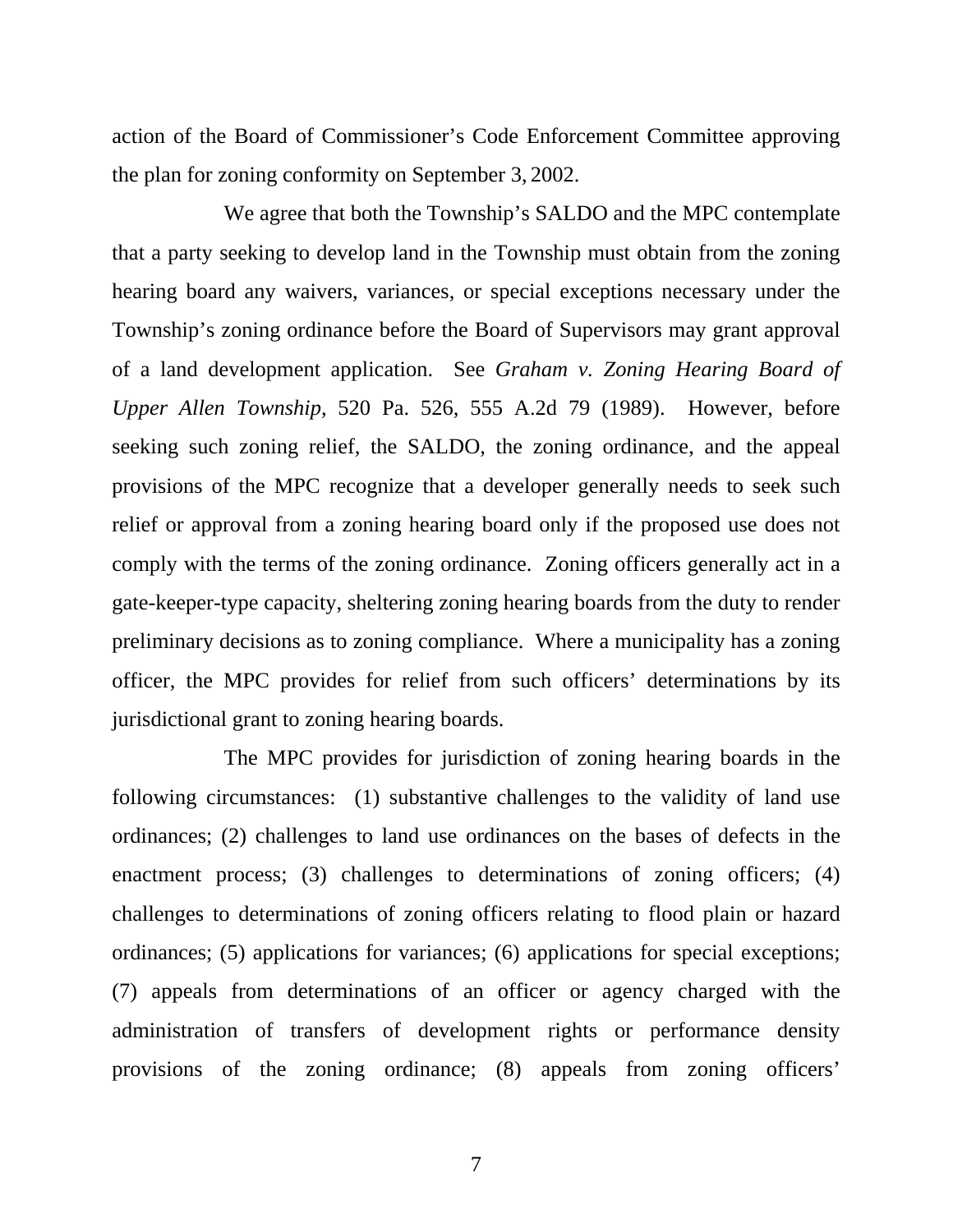action of the Board of Commissioner's Code Enforcement Committee approving the plan for zoning conformity on September 3, 2002.

We agree that both the Township's SALDO and the MPC contemplate that a party seeking to develop land in the Township must obtain from the zoning hearing board any waivers, variances, or special exceptions necessary under the Township's zoning ordinance before the Board of Supervisors may grant approval of a land development application. See *Graham v. Zoning Hearing Board of Upper Allen Township*, 520 Pa. 526, 555 A.2d 79 (1989). However, before seeking such zoning relief, the SALDO, the zoning ordinance, and the appeal provisions of the MPC recognize that a developer generally needs to seek such relief or approval from a zoning hearing board only if the proposed use does not comply with the terms of the zoning ordinance. Zoning officers generally act in a gate-keeper-type capacity, sheltering zoning hearing boards from the duty to render preliminary decisions as to zoning compliance. Where a municipality has a zoning officer, the MPC provides for relief from such officers' determinations by its jurisdictional grant to zoning hearing boards.

The MPC provides for jurisdiction of zoning hearing boards in the following circumstances: (1) substantive challenges to the validity of land use ordinances; (2) challenges to land use ordinances on the bases of defects in the enactment process; (3) challenges to determinations of zoning officers; (4) challenges to determinations of zoning officers relating to flood plain or hazard ordinances; (5) applications for variances; (6) applications for special exceptions; (7) appeals from determinations of an officer or agency charged with the administration of transfers of development rights or performance density provisions of the zoning ordinance; (8) appeals from zoning officers'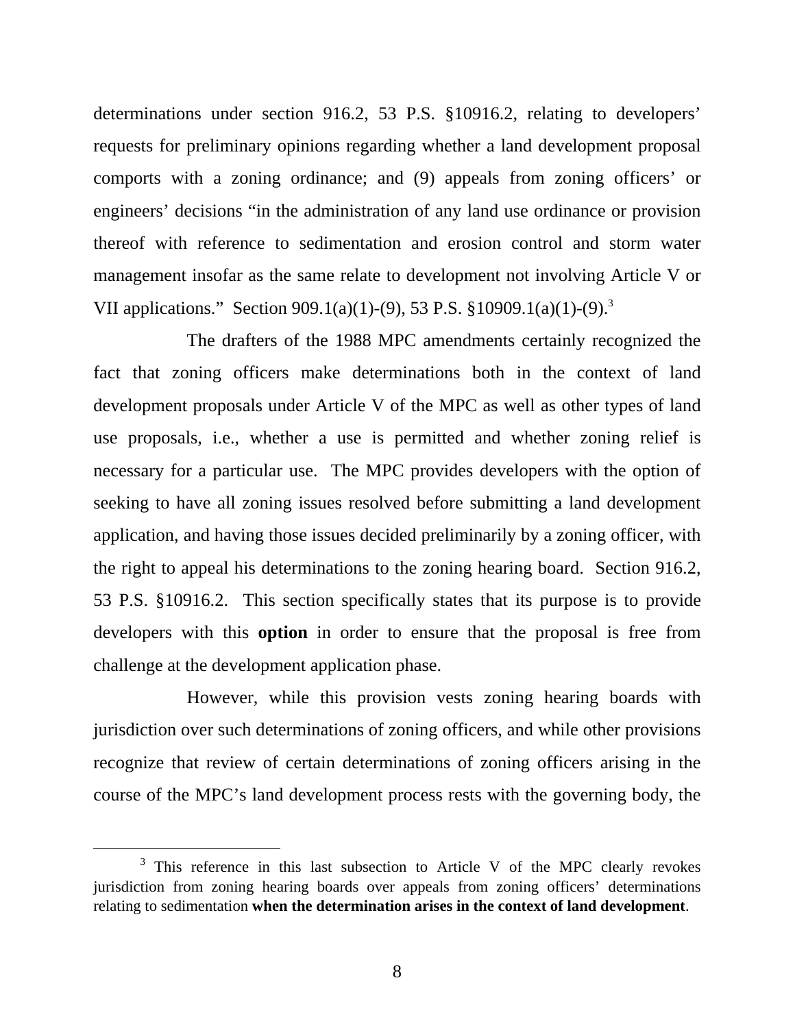determinations under section 916.2, 53 P.S. §10916.2, relating to developers' requests for preliminary opinions regarding whether a land development proposal comports with a zoning ordinance; and (9) appeals from zoning officers' or engineers' decisions "in the administration of any land use ordinance or provision thereof with reference to sedimentation and erosion control and storm water management insofar as the same relate to development not involving Article V or VII applications." Section 909.1(a)(1)-(9), 53 P.S. §10909.1(a)(1)-(9).[3]

The drafters of the 1988 MPC amendments certainly recognized the fact that zoning officers make determinations both in the context of land development proposals under Article V of the MPC as well as other types of land use proposals, i.e., whether a use is permitted and whether zoning relief is necessary for a particular use. The MPC provides developers with the option of seeking to have all zoning issues resolved before submitting a land development application, and having those issues decided preliminarily by a zoning officer, with the right to appeal his determinations to the zoning hearing board. Section 916.2, 53 P.S. §10916.2. This section specifically states that its purpose is to provide developers with this **option** in order to ensure that the proposal is free from challenge at the development application phase.

However, while this provision vests zoning hearing boards with jurisdiction over such determinations of zoning officers, and while other provisions recognize that review of certain determinations of zoning officers arising in the course of the MPC's land development process rests with the governing body, the

[3] This reference in this last subsection to Article V of the MPC clearly revokes jurisdiction from zoning hearing boards over appeals from zoning officers' determinations relating to sedimentation **when the determination arises in the context of land development**.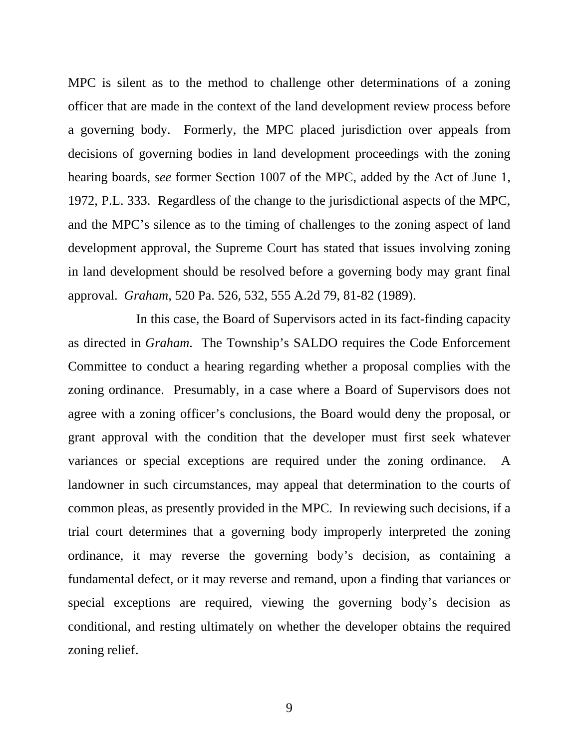MPC is silent as to the method to challenge other determinations of a zoning officer that are made in the context of the land development review process before a governing body. Formerly, the MPC placed jurisdiction over appeals from decisions of governing bodies in land development proceedings with the zoning hearing boards, *see* former Section 1007 of the MPC, added by the Act of June 1, 1972, P.L. 333. Regardless of the change to the jurisdictional aspects of the MPC, and the MPC's silence as to the timing of challenges to the zoning aspect of land development approval, the Supreme Court has stated that issues involving zoning in land development should be resolved before a governing body may grant final approval. *Graham*, 520 Pa. 526, 532, 555 A.2d 79, 81-82 (1989).

In this case, the Board of Supervisors acted in its fact-finding capacity as directed in *Graham*. The Township's SALDO requires the Code Enforcement Committee to conduct a hearing regarding whether a proposal complies with the zoning ordinance. Presumably, in a case where a Board of Supervisors does not agree with a zoning officer's conclusions, the Board would deny the proposal, or grant approval with the condition that the developer must first seek whatever variances or special exceptions are required under the zoning ordinance. A landowner in such circumstances, may appeal that determination to the courts of common pleas, as presently provided in the MPC. In reviewing such decisions, if a trial court determines that a governing body improperly interpreted the zoning ordinance, it may reverse the governing body's decision, as containing a fundamental defect, or it may reverse and remand, upon a finding that variances or special exceptions are required, viewing the governing body's decision as conditional, and resting ultimately on whether the developer obtains the required zoning relief.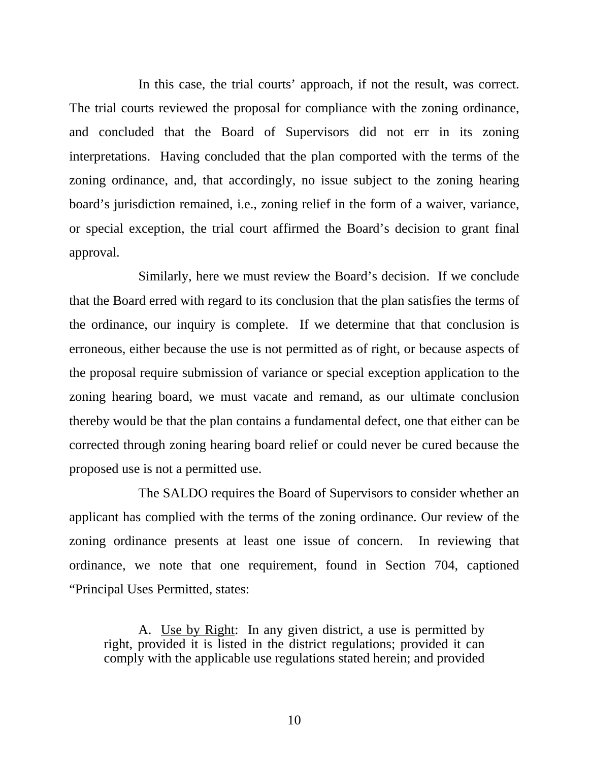In this case, the trial courts' approach, if not the result, was correct. The trial courts reviewed the proposal for compliance with the zoning ordinance, and concluded that the Board of Supervisors did not err in its zoning interpretations. Having concluded that the plan comported with the terms of the zoning ordinance, and, that accordingly, no issue subject to the zoning hearing board's jurisdiction remained, i.e., zoning relief in the form of a waiver, variance, or special exception, the trial court affirmed the Board's decision to grant final approval.

Similarly, here we must review the Board's decision. If we conclude that the Board erred with regard to its conclusion that the plan satisfies the terms of the ordinance, our inquiry is complete. If we determine that that conclusion is erroneous, either because the use is not permitted as of right, or because aspects of the proposal require submission of variance or special exception application to the zoning hearing board, we must vacate and remand, as our ultimate conclusion thereby would be that the plan contains a fundamental defect, one that either can be corrected through zoning hearing board relief or could never be cured because the proposed use is not a permitted use.

The SALDO requires the Board of Supervisors to consider whether an applicant has complied with the terms of the zoning ordinance. Our review of the zoning ordinance presents at least one issue of concern. In reviewing that ordinance, we note that one requirement, found in Section 704, captioned "Principal Uses Permitted, states:

> A. Use by Right: In any given district, a use is permitted by right, provided it is listed in the district regulations; provided it can comply with the applicable use regulations stated herein; and provided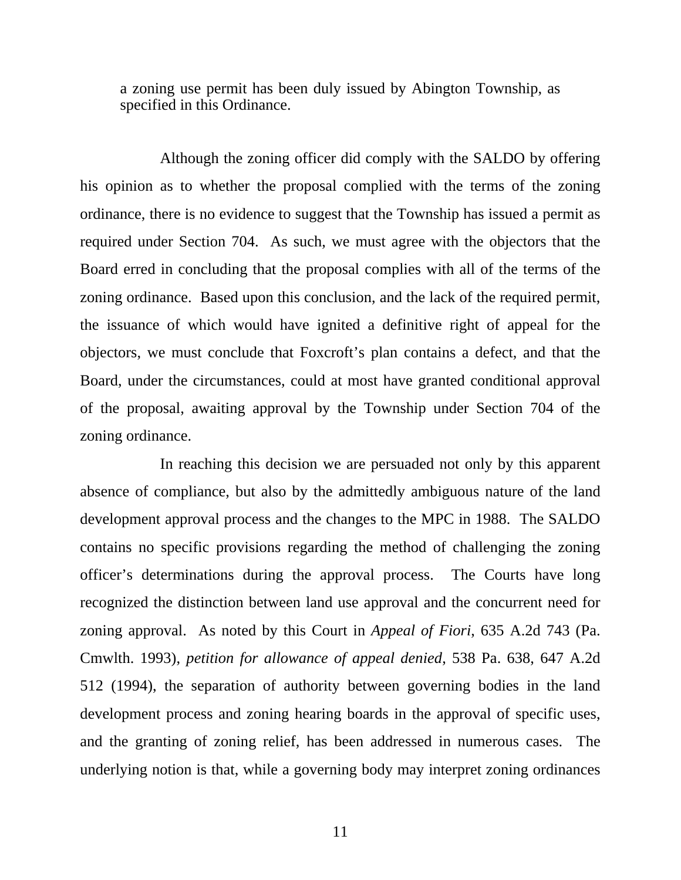> a zoning use permit has been duly issued by Abington Township, as specified in this Ordinance.

Although the zoning officer did comply with the SALDO by offering his opinion as to whether the proposal complied with the terms of the zoning ordinance, there is no evidence to suggest that the Township has issued a permit as required under Section 704. As such, we must agree with the objectors that the Board erred in concluding that the proposal complies with all of the terms of the zoning ordinance. Based upon this conclusion, and the lack of the required permit, the issuance of which would have ignited a definitive right of appeal for the objectors, we must conclude that Foxcroft's plan contains a defect, and that the Board, under the circumstances, could at most have granted conditional approval of the proposal, awaiting approval by the Township under Section 704 of the zoning ordinance.

In reaching this decision we are persuaded not only by this apparent absence of compliance, but also by the admittedly ambiguous nature of the land development approval process and the changes to the MPC in 1988. The SALDO contains no specific provisions regarding the method of challenging the zoning officer's determinations during the approval process. The Courts have long recognized the distinction between land use approval and the concurrent need for zoning approval. As noted by this Court in *Appeal of Fiori*, 635 A.2d 743 (Pa. Cmwlth. 1993), *petition for allowance of appeal denied*, 538 Pa. 638, 647 A.2d 512 (1994), the separation of authority between governing bodies in the land development process and zoning hearing boards in the approval of specific uses, and the granting of zoning relief, has been addressed in numerous cases. The underlying notion is that, while a governing body may interpret zoning ordinances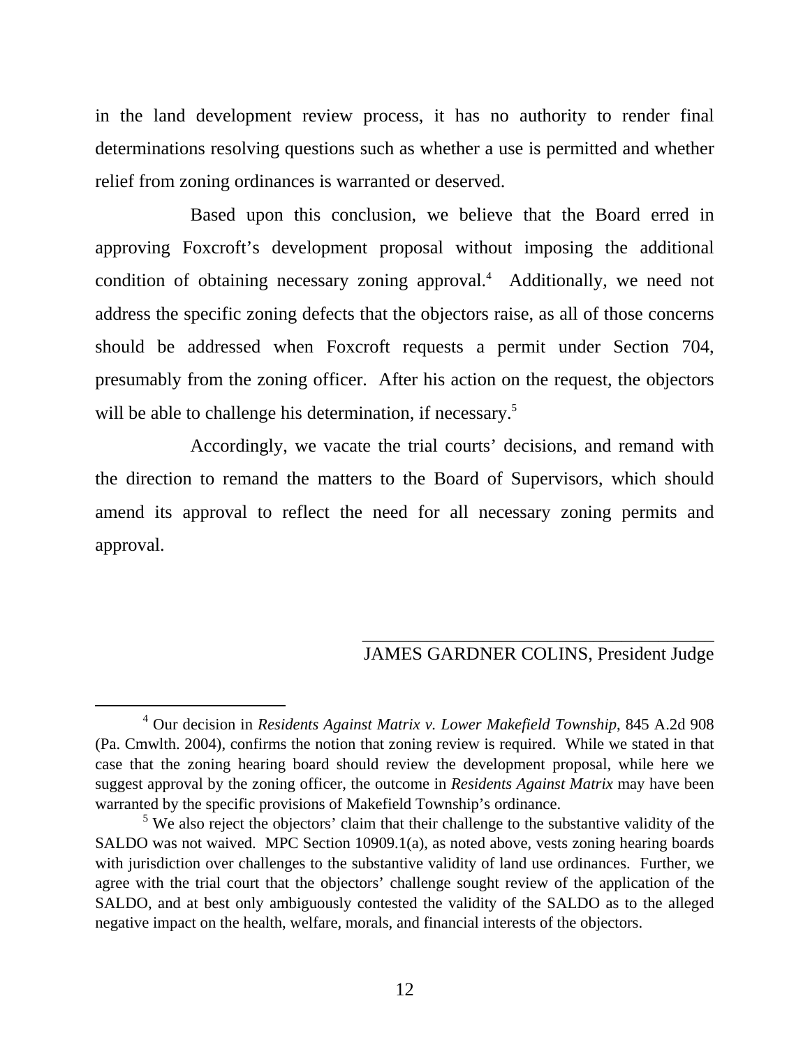in the land development review process, it has no authority to render final determinations resolving questions such as whether a use is permitted and whether relief from zoning ordinances is warranted or deserved.

Based upon this conclusion, we believe that the Board erred in approving Foxcroft's development proposal without imposing the additional condition of obtaining necessary zoning approval.[4] Additionally, we need not address the specific zoning defects that the objectors raise, as all of those concerns should be addressed when Foxcroft requests a permit under Section 704, presumably from the zoning officer. After his action on the request, the objectors will be able to challenge his determination, if necessary.[5]

Accordingly, we vacate the trial courts' decisions, and remand with the direction to remand the matters to the Board of Supervisors, which should amend its approval to reflect the need for all necessary zoning permits and approval.

\_\_\_\_\_\_\_\_\_\_\_\_\_\_\_\_\_\_\_\_\_\_\_\_\_\_\_\_\_\_\_\_\_\_\_\_\_\_

JAMES GARDNER COLINS, President Judge

---

[4] Our decision in *Residents Against Matrix v. Lower Makefield Township*, 845 A.2d 908 (Pa. Cmwlth. 2004), confirms the notion that zoning review is required. While we stated in that case that the zoning hearing board should review the development proposal, while here we suggest approval by the zoning officer, the outcome in *Residents Against Matrix* may have been warranted by the specific provisions of Makefield Township's ordinance.

[5] We also reject the objectors' claim that their challenge to the substantive validity of the SALDO was not waived. MPC Section 10909.1(a), as noted above, vests zoning hearing boards with jurisdiction over challenges to the substantive validity of land use ordinances. Further, we agree with the trial court that the objectors' challenge sought review of the application of the SALDO, and at best only ambiguously contested the validity of the SALDO as to the alleged negative impact on the health, welfare, morals, and financial interests of the objectors.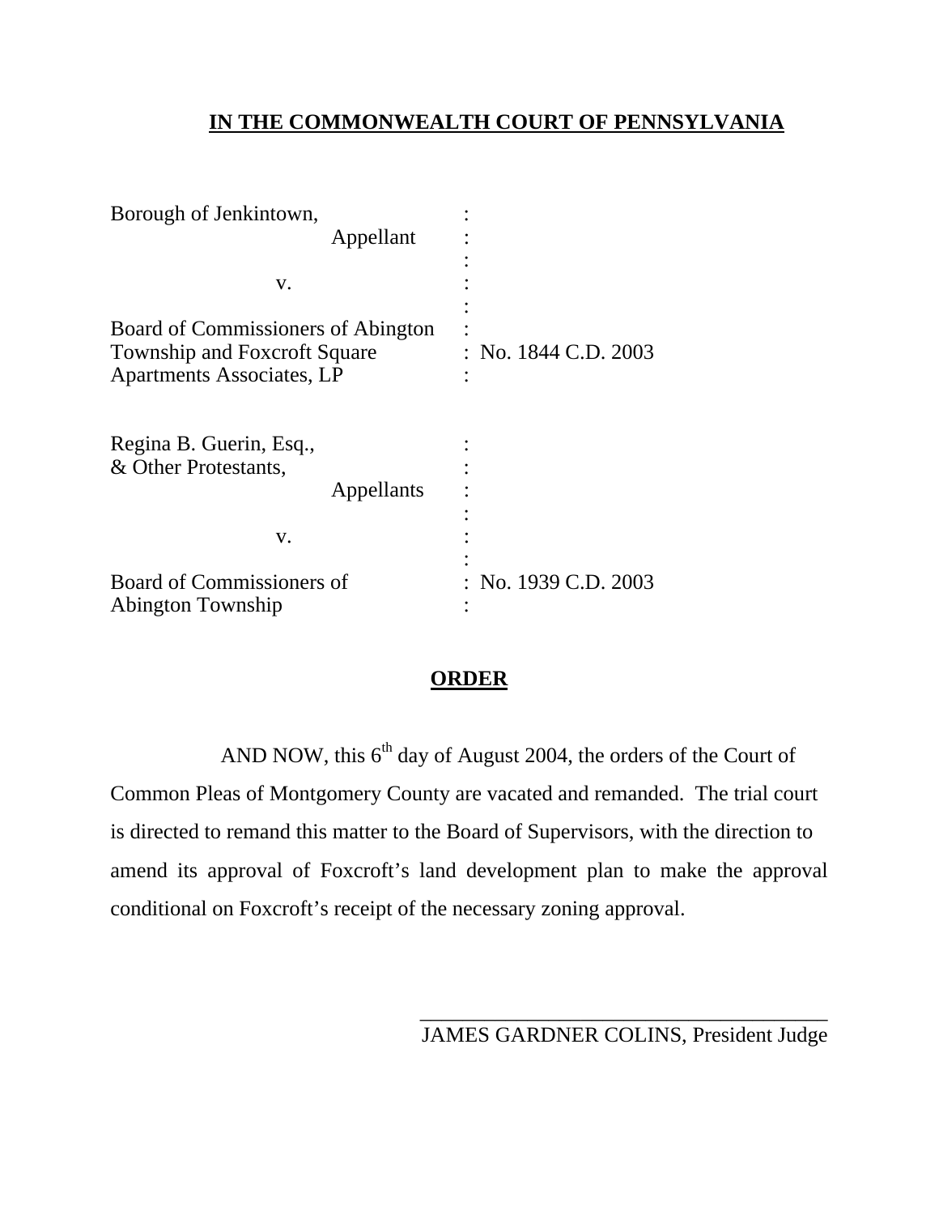**IN THE COMMONWEALTH COURT OF PENNSYLVANIA**

Borough of Jenkintown,
Appellant

v.

Board of Commissioners of Abington Township and Foxcroft Square Apartments Associates, LP

: No. 1844 C.D. 2003

Regina B. Guerin, Esq.,
& Other Protestants,
Appellants

v.

Board of Commissioners of Abington Township

: No. 1939 C.D. 2003

**ORDER**

AND NOW, this 6th day of August 2004, the orders of the Court of Common Pleas of Montgomery County are vacated and remanded. The trial court is directed to remand this matter to the Board of Supervisors, with the direction to amend its approval of Foxcroft's land development plan to make the approval conditional on Foxcroft's receipt of the necessary zoning approval.

\_\_\_\_\_\_\_\_\_\_\_\_\_\_\_\_\_\_\_\_\_\_\_\_\_\_\_\_\_\_\_\_\_\_\_\_\_\_
JAMES GARDNER COLINS, President Judge